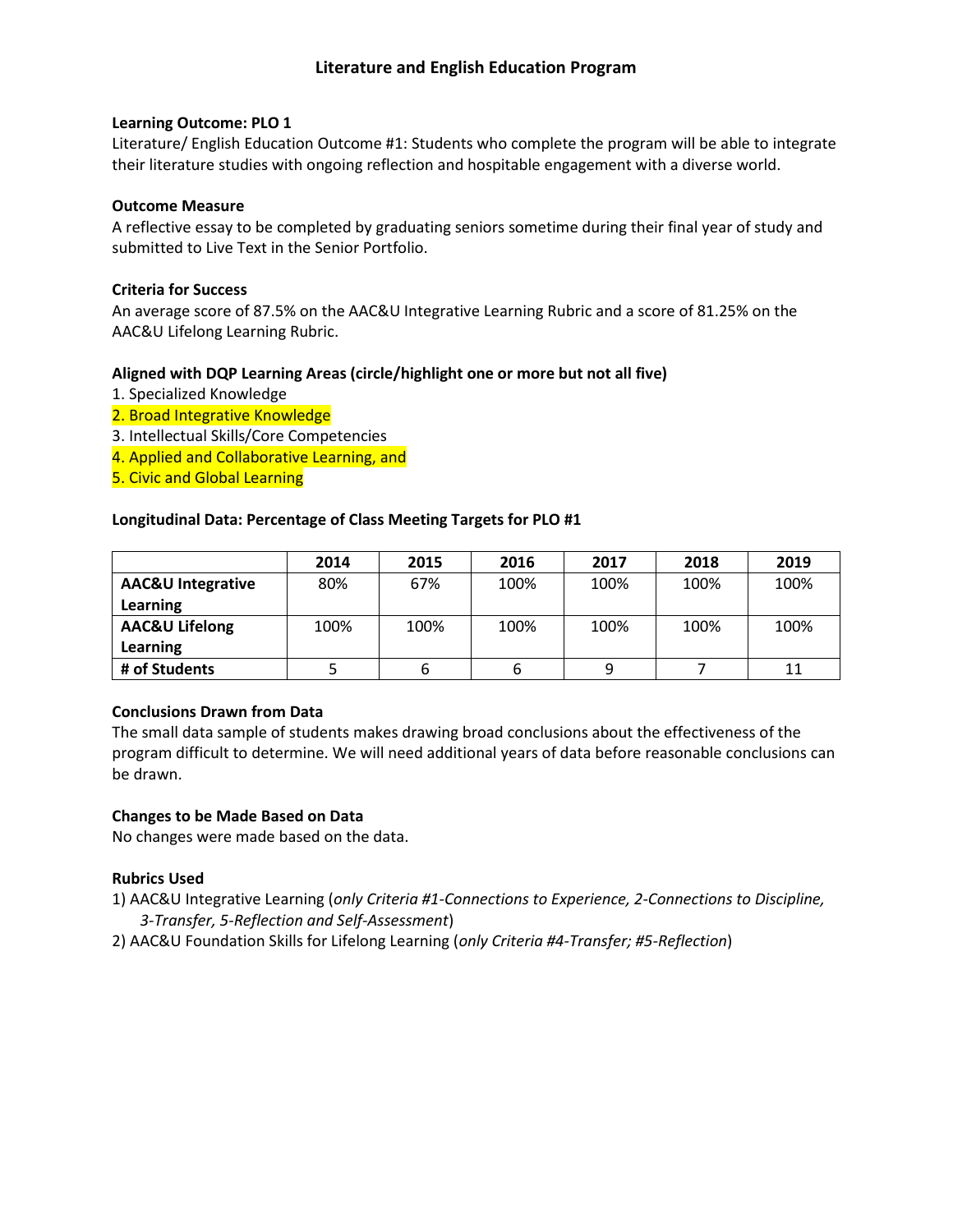# Literature and English Education Program

**Learning Outcome: PLO 1**

Literature/ English Education Outcome #1: Students who complete the program will be able to integrate their literature studies with ongoing reflection and hospitable engagement with a diverse world.

**Outcome Measure**

A reflective essay to be completed by graduating seniors sometime during their final year of study and submitted to Live Text in the Senior Portfolio.

**Criteria for Success**

An average score of 87.5% on the AAC&U Integrative Learning Rubric and a score of 81.25% on the AAC&U Lifelong Learning Rubric.

**Aligned with DQP Learning Areas (circle/highlight one or more but not all five)**

1. Specialized Knowledge
2. Broad Integrative Knowledge
3. Intellectual Skills/Core Competencies
4. Applied and Collaborative Learning, and
5. Civic and Global Learning

**Longitudinal Data: Percentage of Class Meeting Targets for PLO #1**

| | 2014 | 2015 | 2016 | 2017 | 2018 | 2019 |
|---|---|---|---|---|---|---|
| **AAC&U Integrative Learning** | 80% | 67% | 100% | 100% | 100% | 100% |
| **AAC&U Lifelong Learning** | 100% | 100% | 100% | 100% | 100% | 100% |
| **# of Students** | 5 | 6 | 6 | 9 | 7 | 11 |

**Conclusions Drawn from Data**

The small data sample of students makes drawing broad conclusions about the effectiveness of the program difficult to determine. We will need additional years of data before reasonable conclusions can be drawn.

**Changes to be Made Based on Data**

No changes were made based on the data.

**Rubrics Used**

1) AAC&U Integrative Learning (*only Criteria #1-Connections to Experience, 2-Connections to Discipline, 3-Transfer, 5-Reflection and Self-Assessment*)
2) AAC&U Foundation Skills for Lifelong Learning (*only Criteria #4-Transfer; #5-Reflection*)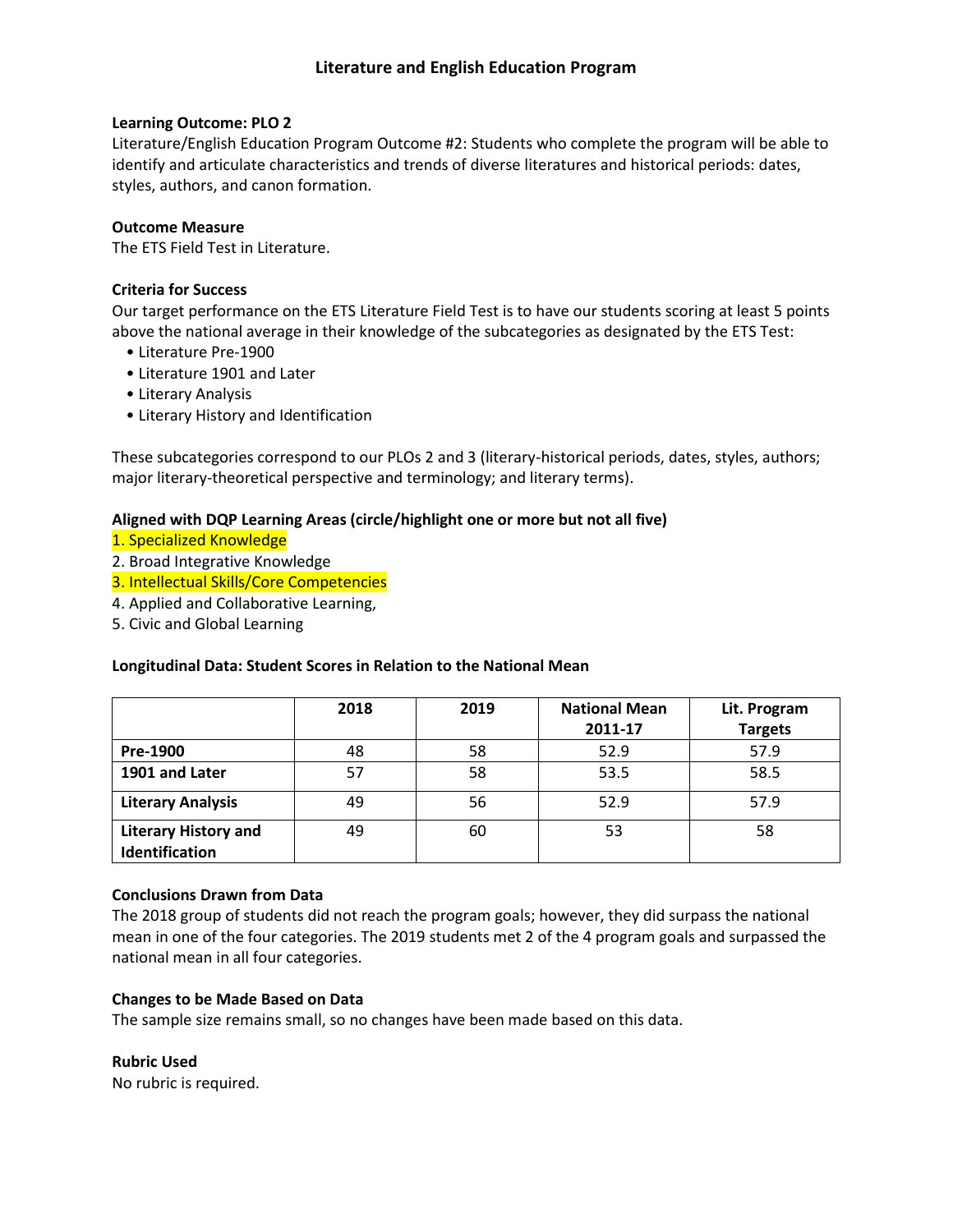## Literature and English Education Program

**Learning Outcome: PLO 2**

Literature/English Education Program Outcome #2: Students who complete the program will be able to identify and articulate characteristics and trends of diverse literatures and historical periods: dates, styles, authors, and canon formation.

**Outcome Measure**

The ETS Field Test in Literature.

**Criteria for Success**

Our target performance on the ETS Literature Field Test is to have our students scoring at least 5 points above the national average in their knowledge of the subcategories as designated by the ETS Test:

- Literature Pre-1900
- Literature 1901 and Later
- Literary Analysis
- Literary History and Identification

These subcategories correspond to our PLOs 2 and 3 (literary-historical periods, dates, styles, authors; major literary-theoretical perspective and terminology; and literary terms).

**Aligned with DQP Learning Areas (circle/highlight one or more but not all five)**

1. Specialized Knowledge
2. Broad Integrative Knowledge
3. Intellectual Skills/Core Competencies
4. Applied and Collaborative Learning,
5. Civic and Global Learning

**Longitudinal Data: Student Scores in Relation to the National Mean**

| | 2018 | 2019 | National Mean 2011-17 | Lit. Program Targets |
|---|---|---|---|---|
| **Pre-1900** | 48 | 58 | 52.9 | 57.9 |
| **1901 and Later** | 57 | 58 | 53.5 | 58.5 |
| **Literary Analysis** | 49 | 56 | 52.9 | 57.9 |
| **Literary History and Identification** | 49 | 60 | 53 | 58 |

**Conclusions Drawn from Data**

The 2018 group of students did not reach the program goals; however, they did surpass the national mean in one of the four categories. The 2019 students met 2 of the 4 program goals and surpassed the national mean in all four categories.

**Changes to be Made Based on Data**

The sample size remains small, so no changes have been made based on this data.

**Rubric Used**

No rubric is required.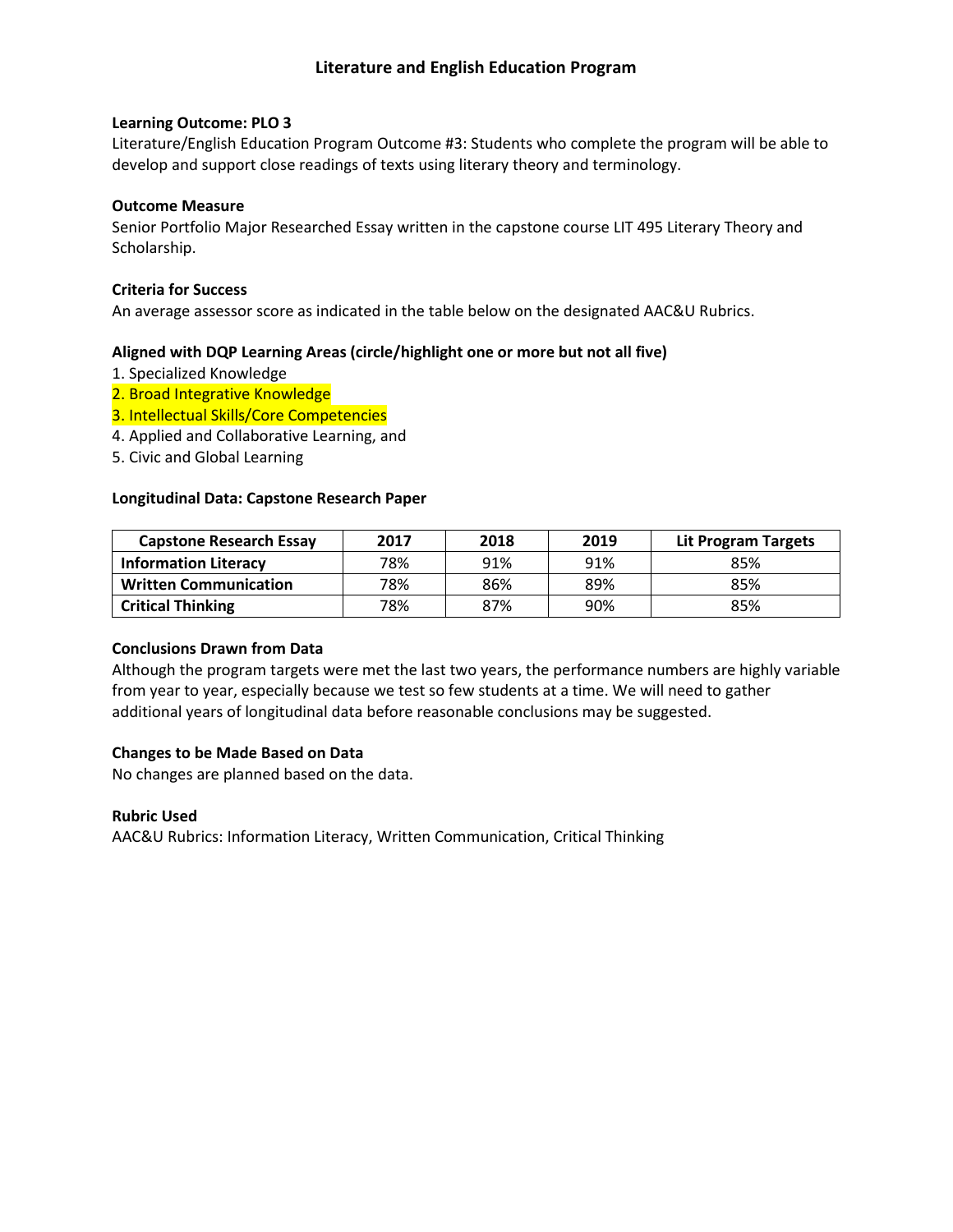## Literature and English Education Program

**Learning Outcome: PLO 3**

Literature/English Education Program Outcome #3: Students who complete the program will be able to develop and support close readings of texts using literary theory and terminology.

**Outcome Measure**

Senior Portfolio Major Researched Essay written in the capstone course LIT 495 Literary Theory and Scholarship.

**Criteria for Success**

An average assessor score as indicated in the table below on the designated AAC&U Rubrics.

**Aligned with DQP Learning Areas (circle/highlight one or more but not all five)**

1. Specialized Knowledge
2. Broad Integrative Knowledge
3. Intellectual Skills/Core Competencies
4. Applied and Collaborative Learning, and
5. Civic and Global Learning

**Longitudinal Data: Capstone Research Paper**

| Capstone Research Essay | 2017 | 2018 | 2019 | Lit Program Targets |
|---|---|---|---|---|
| **Information Literacy** | 78% | 91% | 91% | 85% |
| **Written Communication** | 78% | 86% | 89% | 85% |
| **Critical Thinking** | 78% | 87% | 90% | 85% |

**Conclusions Drawn from Data**

Although the program targets were met the last two years, the performance numbers are highly variable from year to year, especially because we test so few students at a time. We will need to gather additional years of longitudinal data before reasonable conclusions may be suggested.

**Changes to be Made Based on Data**

No changes are planned based on the data.

**Rubric Used**

AAC&U Rubrics: Information Literacy, Written Communication, Critical Thinking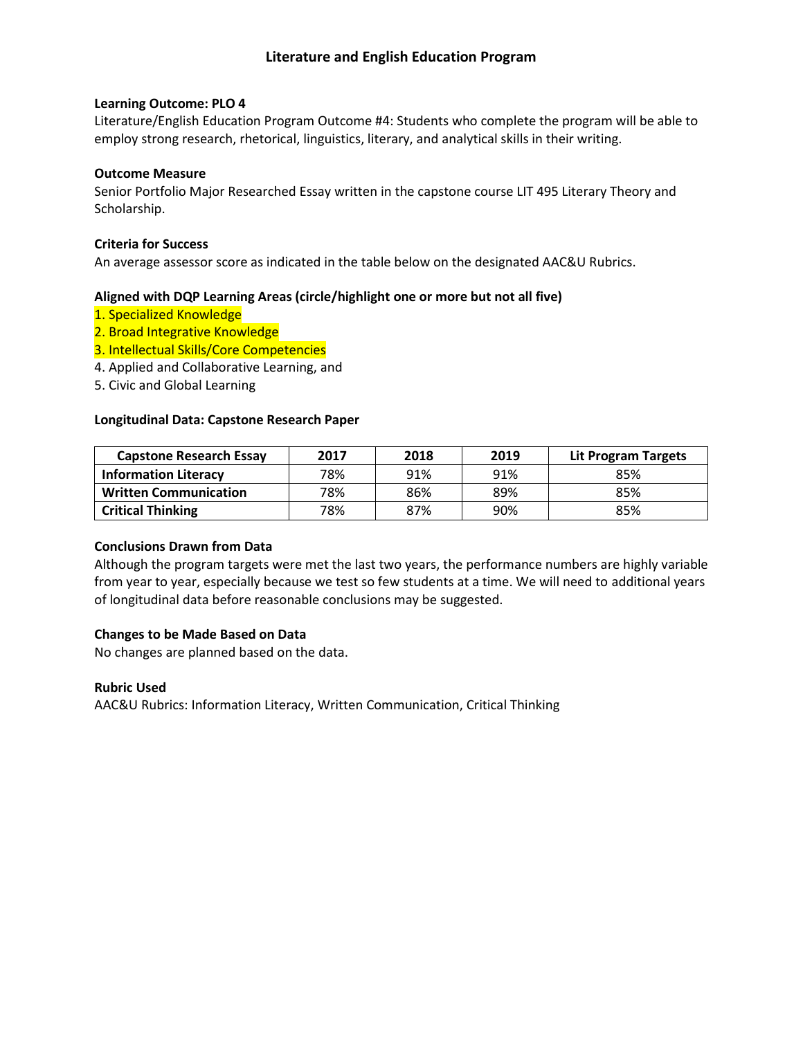## Literature and English Education Program

**Learning Outcome: PLO 4**

Literature/English Education Program Outcome #4: Students who complete the program will be able to employ strong research, rhetorical, linguistics, literary, and analytical skills in their writing.

**Outcome Measure**

Senior Portfolio Major Researched Essay written in the capstone course LIT 495 Literary Theory and Scholarship.

**Criteria for Success**

An average assessor score as indicated in the table below on the designated AAC&U Rubrics.

**Aligned with DQP Learning Areas (circle/highlight one or more but not all five)**

1. Specialized Knowledge
2. Broad Integrative Knowledge
3. Intellectual Skills/Core Competencies
4. Applied and Collaborative Learning, and
5. Civic and Global Learning

**Longitudinal Data: Capstone Research Paper**

| Capstone Research Essay | 2017 | 2018 | 2019 | Lit Program Targets |
|---|---|---|---|---|
| **Information Literacy** | 78% | 91% | 91% | 85% |
| **Written Communication** | 78% | 86% | 89% | 85% |
| **Critical Thinking** | 78% | 87% | 90% | 85% |

**Conclusions Drawn from Data**

Although the program targets were met the last two years, the performance numbers are highly variable from year to year, especially because we test so few students at a time. We will need to additional years of longitudinal data before reasonable conclusions may be suggested.

**Changes to be Made Based on Data**

No changes are planned based on the data.

**Rubric Used**

AAC&U Rubrics: Information Literacy, Written Communication, Critical Thinking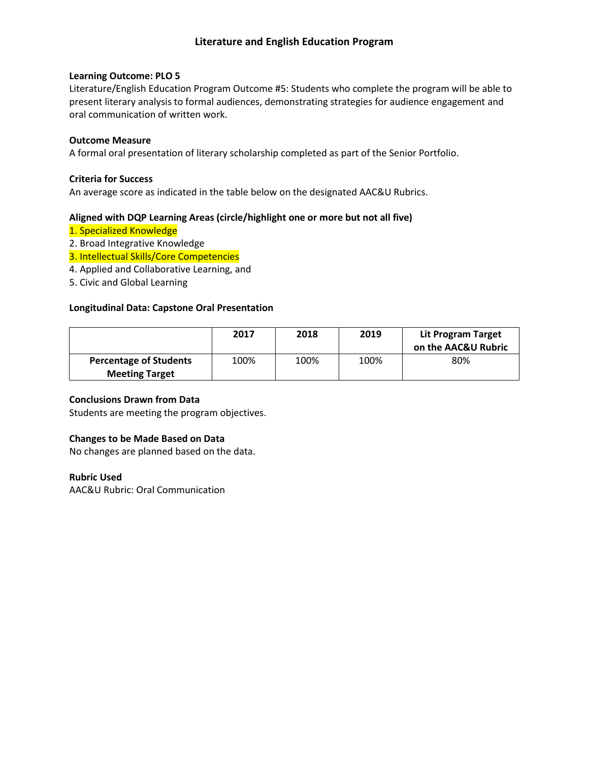## Literature and English Education Program

**Learning Outcome: PLO 5**

Literature/English Education Program Outcome #5: Students who complete the program will be able to present literary analysis to formal audiences, demonstrating strategies for audience engagement and oral communication of written work.

**Outcome Measure**

A formal oral presentation of literary scholarship completed as part of the Senior Portfolio.

**Criteria for Success**

An average score as indicated in the table below on the designated AAC&U Rubrics.

**Aligned with DQP Learning Areas (circle/highlight one or more but not all five)**

1. Specialized Knowledge
2. Broad Integrative Knowledge
3. Intellectual Skills/Core Competencies
4. Applied and Collaborative Learning, and
5. Civic and Global Learning

**Longitudinal Data: Capstone Oral Presentation**

| | 2017 | 2018 | 2019 | Lit Program Target on the AAC&U Rubric |
|---|---|---|---|---|
| Percentage of Students Meeting Target | 100% | 100% | 100% | 80% |

**Conclusions Drawn from Data**

Students are meeting the program objectives.

**Changes to be Made Based on Data**

No changes are planned based on the data.

**Rubric Used**

AAC&U Rubric: Oral Communication